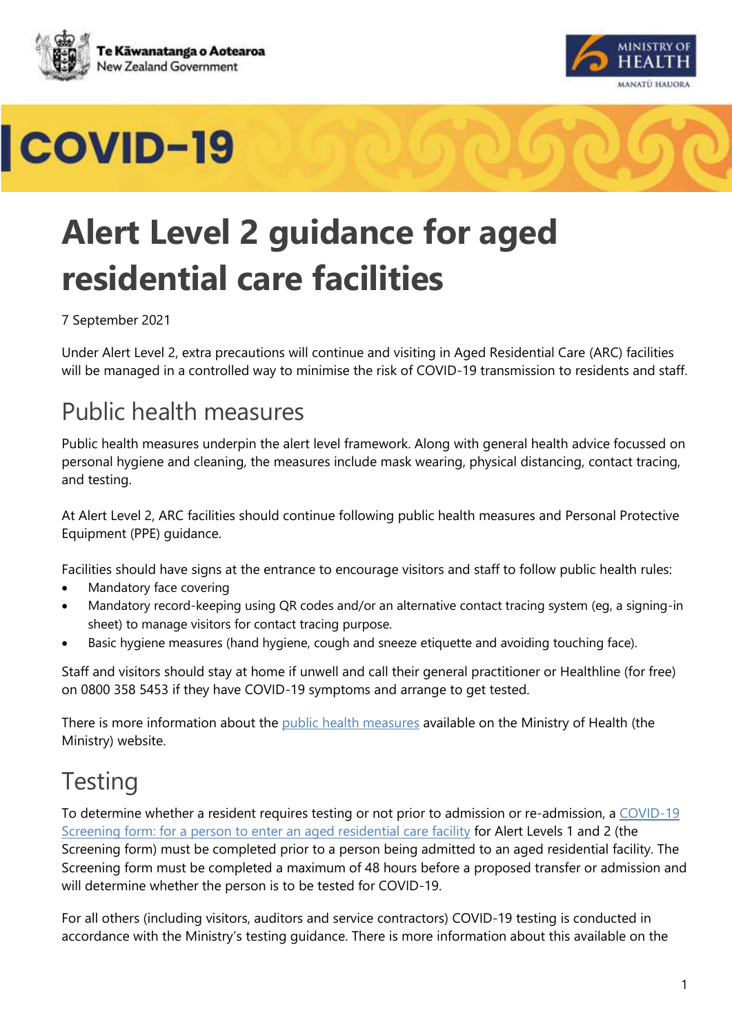Te Kāwanatanga o Aotearoa
New Zealand Government

MINISTRY OF HEALTH
MANATŪ HAUORA

# COVID-19

# Alert Level 2 guidance for aged residential care facilities

7 September 2021

Under Alert Level 2, extra precautions will continue and visiting in Aged Residential Care (ARC) facilities will be managed in a controlled way to minimise the risk of COVID-19 transmission to residents and staff.

## Public health measures

Public health measures underpin the alert level framework. Along with general health advice focussed on personal hygiene and cleaning, the measures include mask wearing, physical distancing, contact tracing, and testing.

At Alert Level 2, ARC facilities should continue following public health measures and Personal Protective Equipment (PPE) guidance.

Facilities should have signs at the entrance to encourage visitors and staff to follow public health rules:

- Mandatory face covering
- Mandatory record-keeping using QR codes and/or an alternative contact tracing system (eg, a signing-in sheet) to manage visitors for contact tracing purpose.
- Basic hygiene measures (hand hygiene, cough and sneeze etiquette and avoiding touching face).

Staff and visitors should stay at home if unwell and call their general practitioner or Healthline (for free) on 0800 358 5453 if they have COVID-19 symptoms and arrange to get tested.

There is more information about the public health measures available on the Ministry of Health (the Ministry) website.

## Testing

To determine whether a resident requires testing or not prior to admission or re-admission, a COVID-19 Screening form: for a person to enter an aged residential care facility for Alert Levels 1 and 2 (the Screening form) must be completed prior to a person being admitted to an aged residential facility. The Screening form must be completed a maximum of 48 hours before a proposed transfer or admission and will determine whether the person is to be tested for COVID-19.

For all others (including visitors, auditors and service contractors) COVID-19 testing is conducted in accordance with the Ministry's testing guidance. There is more information about this available on the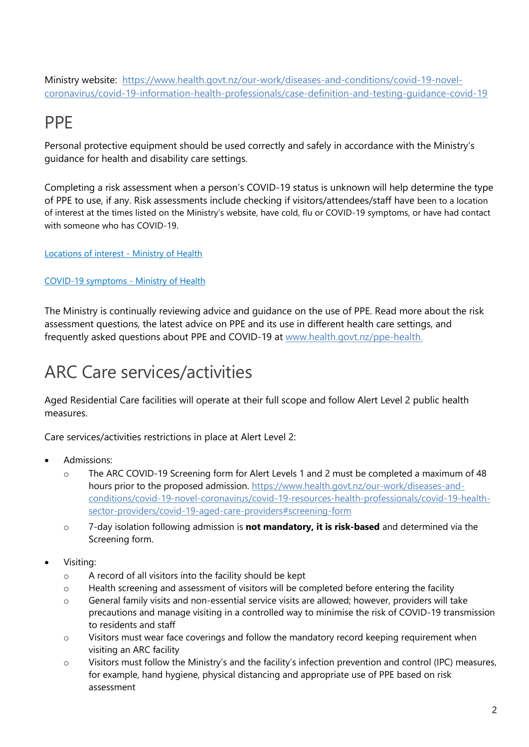Ministry website: [https://www.health.govt.nz/our-work/diseases-and-conditions/covid-19-novel-coronavirus/covid-19-information-health-professionals/case-definition-and-testing-guidance-covid-19](https://www.health.govt.nz/our-work/diseases-and-conditions/covid-19-novel-coronavirus/covid-19-information-health-professionals/case-definition-and-testing-guidance-covid-19)

# PPE

Personal protective equipment should be used correctly and safely in accordance with the Ministry's guidance for health and disability care settings.

Completing a risk assessment when a person's COVID-19 status is unknown will help determine the type of PPE to use, if any. Risk assessments include checking if visitors/attendees/staff have been to a location of interest at the times listed on the Ministry's website, have cold, flu or COVID-19 symptoms, or have had contact with someone who has COVID-19.

[Locations of interest - Ministry of Health]

[COVID-19 symptoms - Ministry of Health]

The Ministry is continually reviewing advice and guidance on the use of PPE. Read more about the risk assessment questions, the latest advice on PPE and its use in different health care settings, and frequently asked questions about PPE and COVID-19 at [www.health.govt.nz/ppe-health.](www.health.govt.nz/ppe-health.)

# ARC Care services/activities

Aged Residential Care facilities will operate at their full scope and follow Alert Level 2 public health measures.

Care services/activities restrictions in place at Alert Level 2:

- Admissions:
  - The ARC COVID-19 Screening form for Alert Levels 1 and 2 must be completed a maximum of 48 hours prior to the proposed admission. [https://www.health.govt.nz/our-work/diseases-and-conditions/covid-19-novel-coronavirus/covid-19-resources-health-professionals/covid-19-health-sector-providers/covid-19-aged-care-providers#screening-form](https://www.health.govt.nz/our-work/diseases-and-conditions/covid-19-novel-coronavirus/covid-19-resources-health-professionals/covid-19-health-sector-providers/covid-19-aged-care-providers#screening-form)
  - 7-day isolation following admission is **not mandatory, it is risk-based** and determined via the Screening form.
- Visiting:
  - A record of all visitors into the facility should be kept
  - Health screening and assessment of visitors will be completed before entering the facility
  - General family visits and non-essential service visits are allowed; however, providers will take precautions and manage visiting in a controlled way to minimise the risk of COVID-19 transmission to residents and staff
  - Visitors must wear face coverings and follow the mandatory record keeping requirement when visiting an ARC facility
  - Visitors must follow the Ministry's and the facility's infection prevention and control (IPC) measures, for example, hand hygiene, physical distancing and appropriate use of PPE based on risk assessment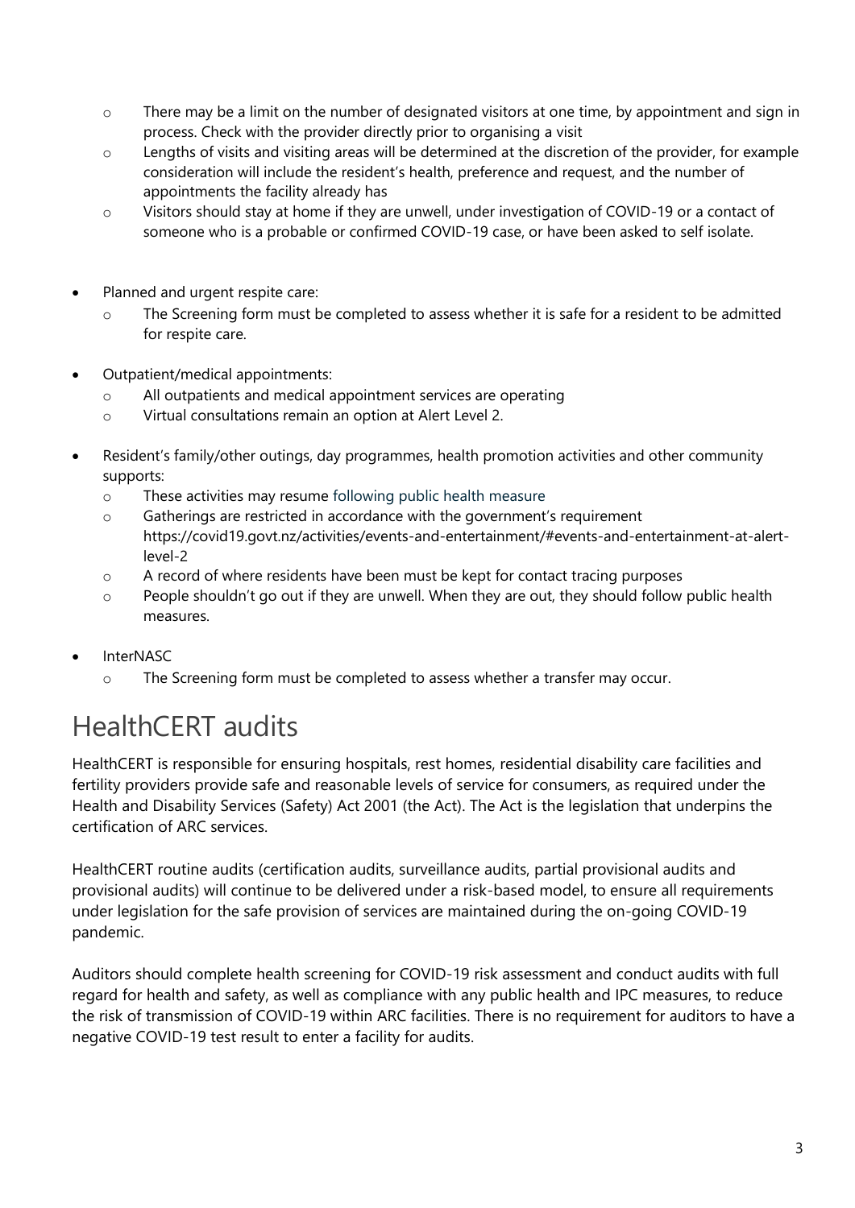- There may be a limit on the number of designated visitors at one time, by appointment and sign in process. Check with the provider directly prior to organising a visit
  - Lengths of visits and visiting areas will be determined at the discretion of the provider, for example consideration will include the resident's health, preference and request, and the number of appointments the facility already has
  - Visitors should stay at home if they are unwell, under investigation of COVID-19 or a contact of someone who is a probable or confirmed COVID-19 case, or have been asked to self isolate.

- Planned and urgent respite care:
  - The Screening form must be completed to assess whether it is safe for a resident to be admitted for respite care.

- Outpatient/medical appointments:
  - All outpatients and medical appointment services are operating
  - Virtual consultations remain an option at Alert Level 2.

- Resident's family/other outings, day programmes, health promotion activities and other community supports:
  - These activities may resume following public health measure
  - Gatherings are restricted in accordance with the government's requirement https://covid19.govt.nz/activities/events-and-entertainment/#events-and-entertainment-at-alert-level-2
  - A record of where residents have been must be kept for contact tracing purposes
  - People shouldn't go out if they are unwell. When they are out, they should follow public health measures.

- InterNASC
  - The Screening form must be completed to assess whether a transfer may occur.

# HealthCERT audits

HealthCERT is responsible for ensuring hospitals, rest homes, residential disability care facilities and fertility providers provide safe and reasonable levels of service for consumers, as required under the Health and Disability Services (Safety) Act 2001 (the Act). The Act is the legislation that underpins the certification of ARC services.

HealthCERT routine audits (certification audits, surveillance audits, partial provisional audits and provisional audits) will continue to be delivered under a risk-based model, to ensure all requirements under legislation for the safe provision of services are maintained during the on-going COVID-19 pandemic.

Auditors should complete health screening for COVID-19 risk assessment and conduct audits with full regard for health and safety, as well as compliance with any public health and IPC measures, to reduce the risk of transmission of COVID-19 within ARC facilities. There is no requirement for auditors to have a negative COVID-19 test result to enter a facility for audits.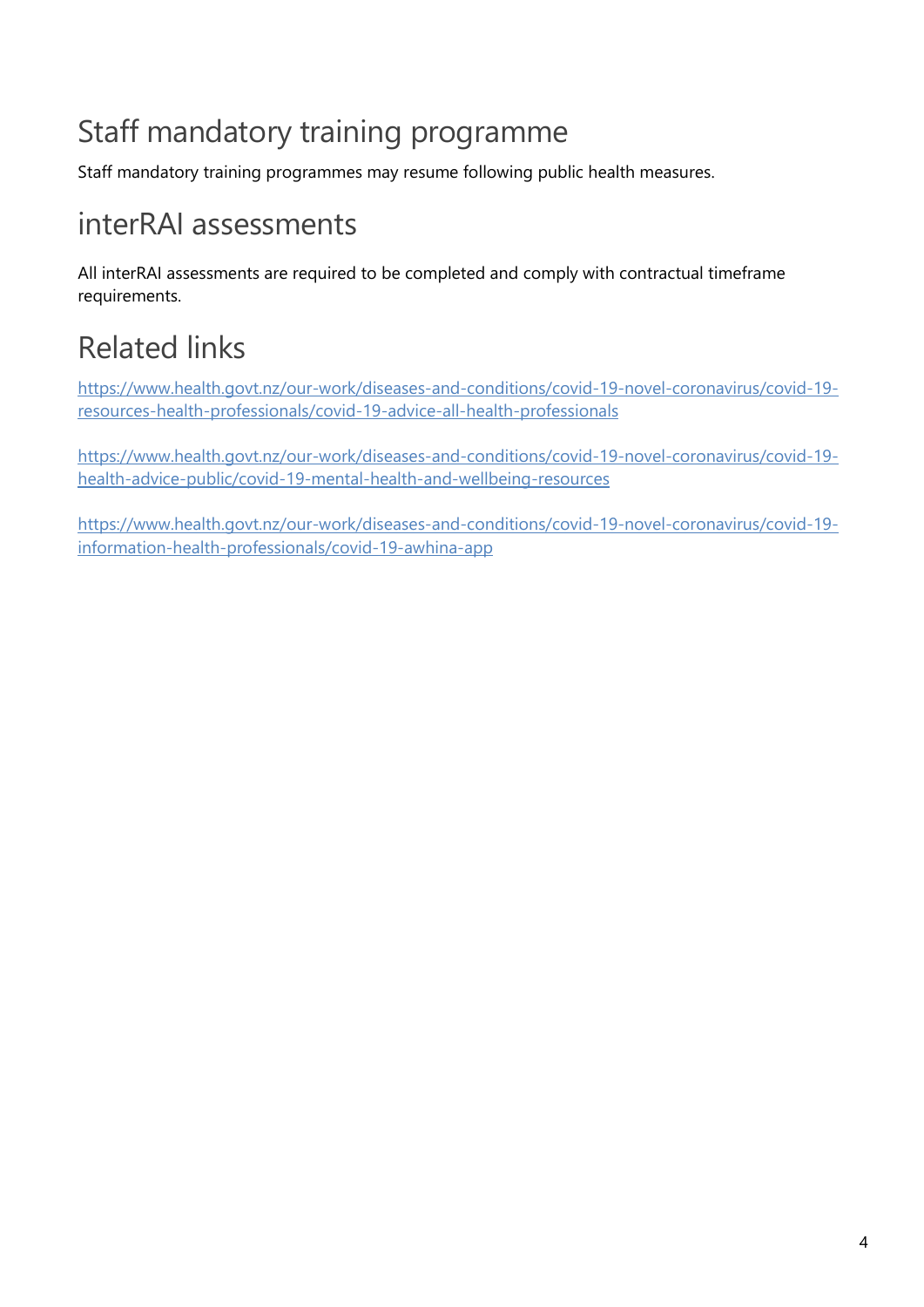## Staff mandatory training programme

Staff mandatory training programmes may resume following public health measures.

## interRAI assessments

All interRAI assessments are required to be completed and comply with contractual timeframe requirements.

## Related links

https://www.health.govt.nz/our-work/diseases-and-conditions/covid-19-novel-coronavirus/covid-19-resources-health-professionals/covid-19-advice-all-health-professionals

https://www.health.govt.nz/our-work/diseases-and-conditions/covid-19-novel-coronavirus/covid-19-health-advice-public/covid-19-mental-health-and-wellbeing-resources

https://www.health.govt.nz/our-work/diseases-and-conditions/covid-19-novel-coronavirus/covid-19-information-health-professionals/covid-19-awhina-app